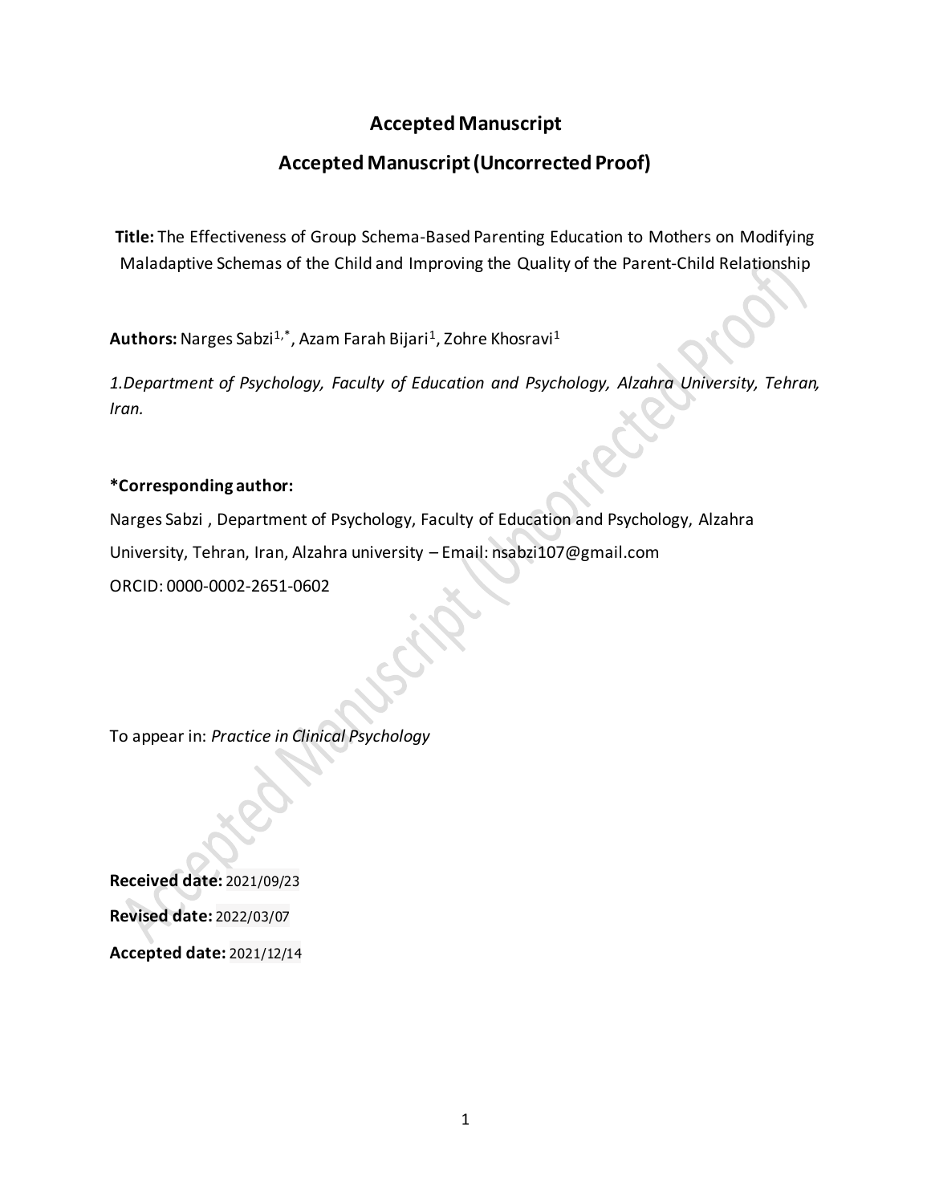# Accepted Manuscript

## Accepted Manuscript (Uncorrected Proof)

**Title:** The Effectiveness of Group Schema-Based Parenting Education to Mothers on Modifying Maladaptive Schemas of the Child and Improving the Quality of the Parent-Child Relationship

**Authors:** Narges Sabzi[1,*], Azam Farah Bijari[1], Zohre Khosravi[1]

*1.Department of Psychology, Faculty of Education and Psychology, Alzahra University, Tehran, Iran.*

**\*Corresponding author:**

Narges Sabzi , Department of Psychology, Faculty of Education and Psychology, Alzahra University, Tehran, Iran, Alzahra university – Email: nsabzi107@gmail.com

ORCID: 0000-0002-2651-0602

To appear in: *Practice in Clinical Psychology*

**Received date:** 2021/09/23

**Revised date:** 2022/03/07

**Accepted date:** 2021/12/14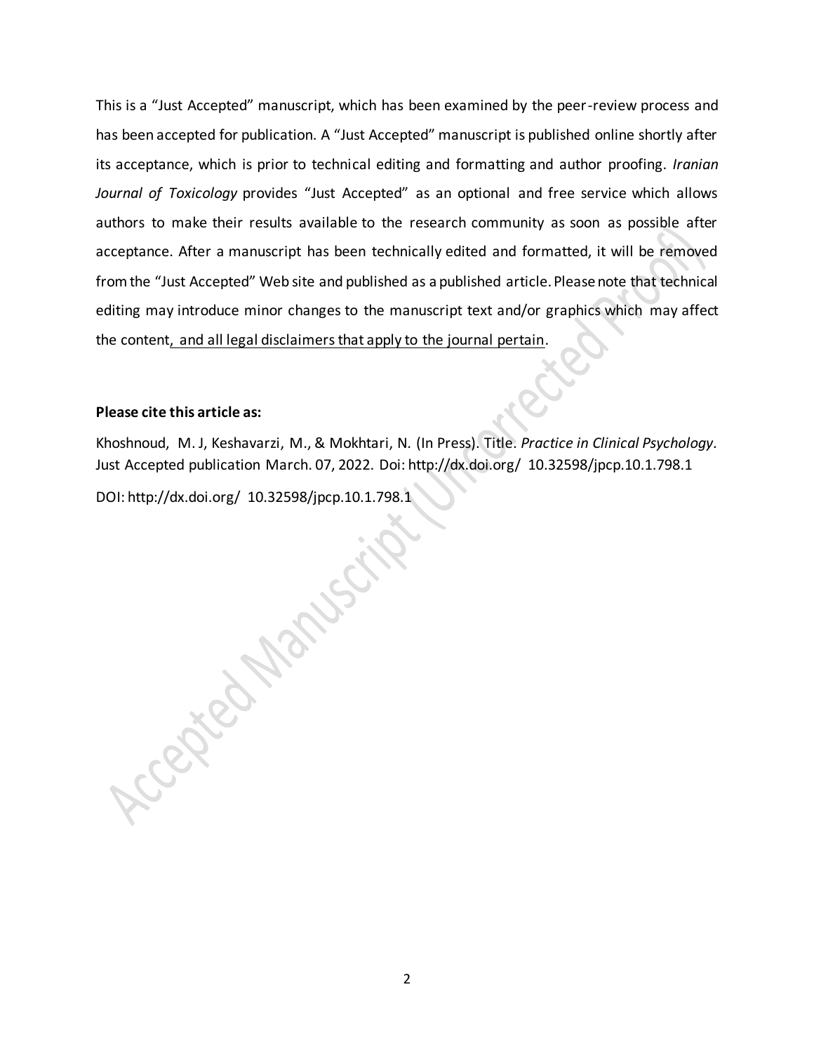This is a "Just Accepted" manuscript, which has been examined by the peer-review process and has been accepted for publication. A "Just Accepted" manuscript is published online shortly after its acceptance, which is prior to technical editing and formatting and author proofing. *Iranian Journal of Toxicology* provides "Just Accepted" as an optional and free service which allows authors to make their results available to the research community as soon as possible after acceptance. After a manuscript has been technically edited and formatted, it will be removed from the "Just Accepted" Web site and published as a published article. Please note that technical editing may introduce minor changes to the manuscript text and/or graphics which may affect the content, and all legal disclaimers that apply to the journal pertain.

**Please cite this article as:**

Khoshnoud, M. J, Keshavarzi, M., & Mokhtari, N. (In Press). Title. *Practice in Clinical Psychology.* Just Accepted publication March. 07, 2022. Doi: http://dx.doi.org/ 10.32598/jpcp.10.1.798.1

DOI: http://dx.doi.org/ 10.32598/jpcp.10.1.798.1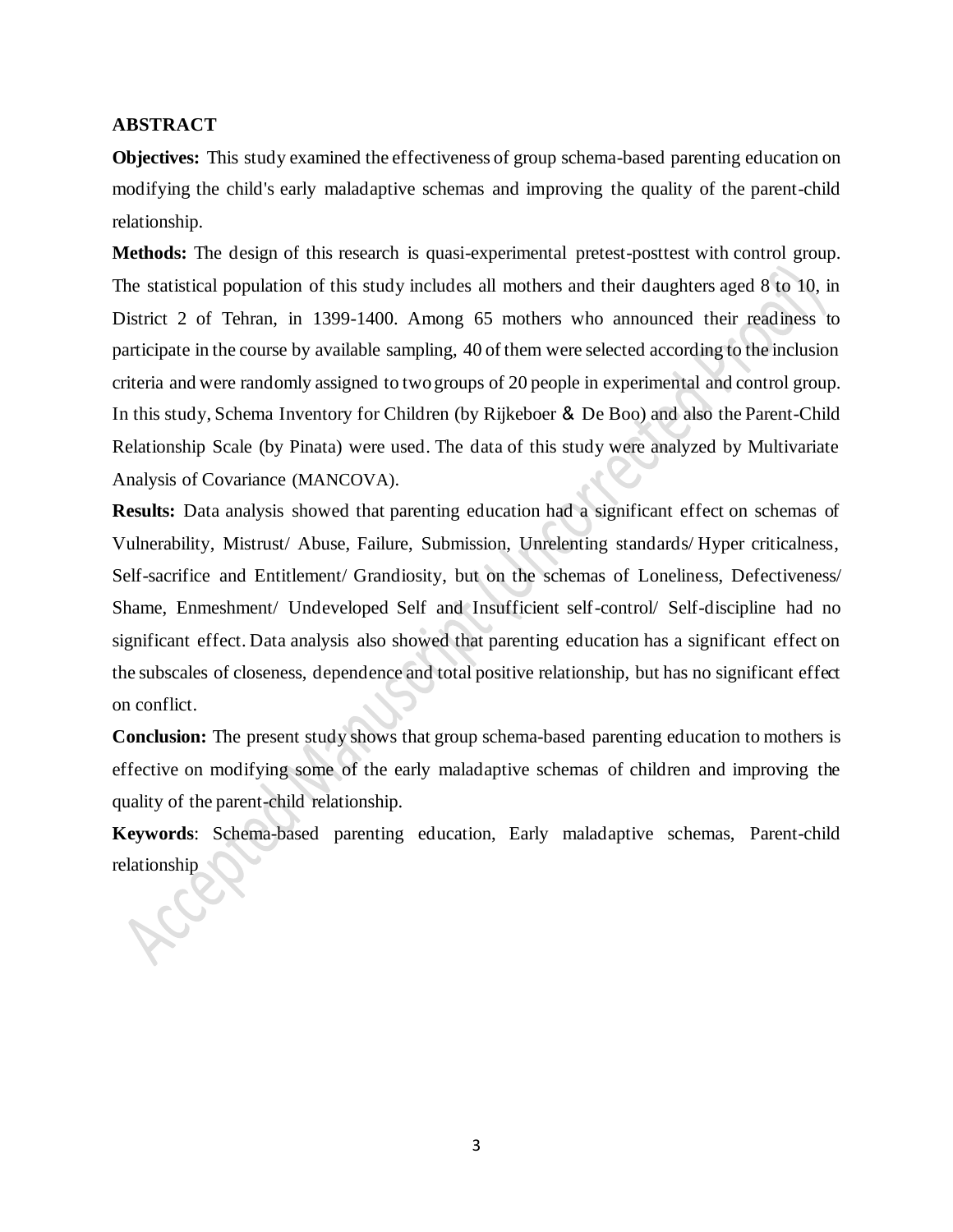## ABSTRACT

**Objectives:** This study examined the effectiveness of group schema-based parenting education on modifying the child's early maladaptive schemas and improving the quality of the parent-child relationship.

**Methods:** The design of this research is quasi-experimental pretest-posttest with control group. The statistical population of this study includes all mothers and their daughters aged 8 to 10, in District 2 of Tehran, in 1399-1400. Among 65 mothers who announced their readiness to participate in the course by available sampling, 40 of them were selected according to the inclusion criteria and were randomly assigned to two groups of 20 people in experimental and control group. In this study, Schema Inventory for Children (by Rijkeboer & De Boo) and also the Parent-Child Relationship Scale (by Pinata) were used. The data of this study were analyzed by Multivariate Analysis of Covariance (MANCOVA).

**Results:** Data analysis showed that parenting education had a significant effect on schemas of Vulnerability, Mistrust/ Abuse, Failure, Submission, Unrelenting standards/ Hyper criticalness, Self-sacrifice and Entitlement/ Grandiosity, but on the schemas of Loneliness, Defectiveness/ Shame, Enmeshment/ Undeveloped Self and Insufficient self-control/ Self-discipline had no significant effect. Data analysis also showed that parenting education has a significant effect on the subscales of closeness, dependence and total positive relationship, but has no significant effect on conflict.

**Conclusion:** The present study shows that group schema-based parenting education to mothers is effective on modifying some of the early maladaptive schemas of children and improving the quality of the parent-child relationship.

**Keywords**: Schema-based parenting education, Early maladaptive schemas, Parent-child relationship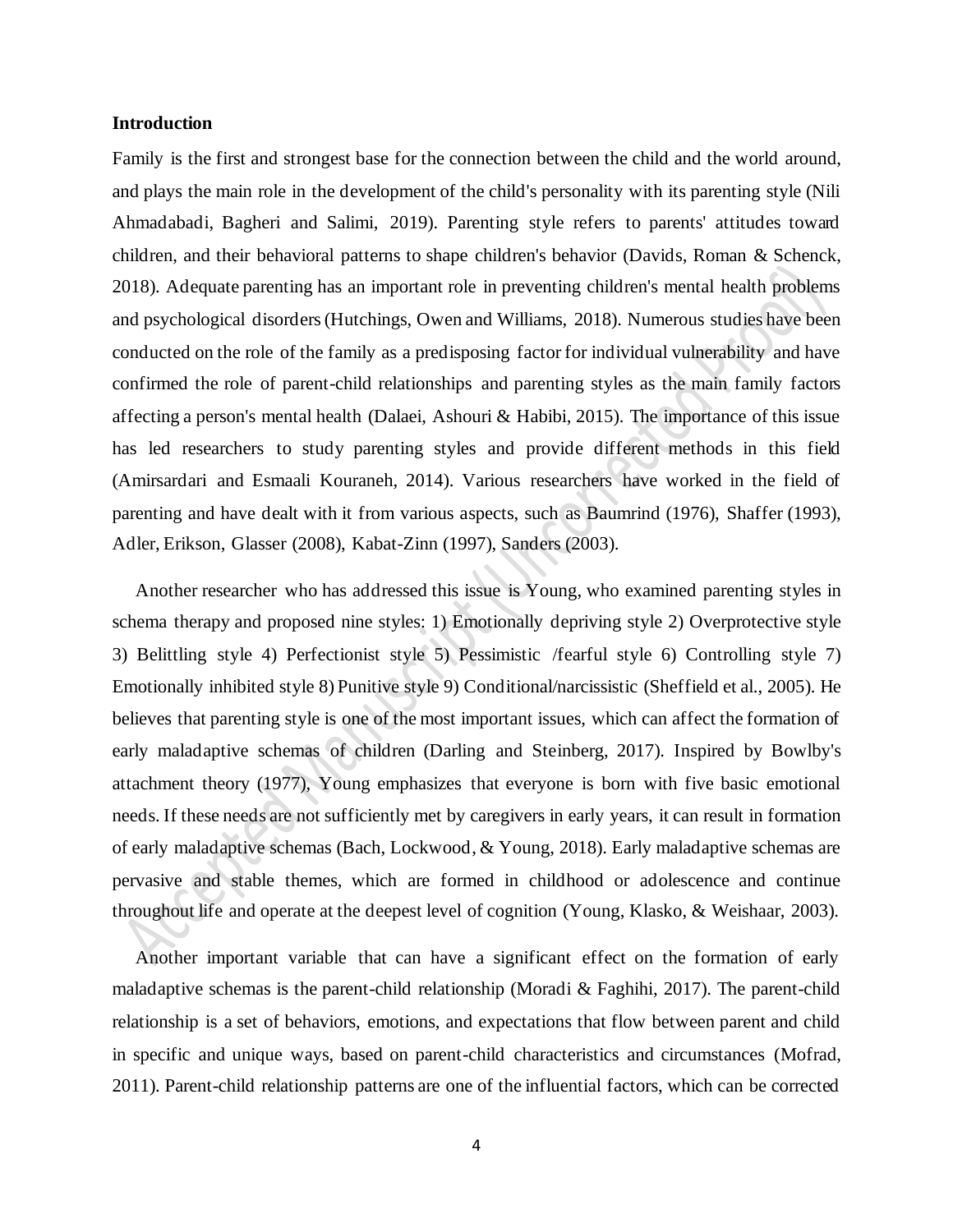**Introduction**

Family is the first and strongest base for the connection between the child and the world around, and plays the main role in the development of the child's personality with its parenting style (Nili Ahmadabadi, Bagheri and Salimi, 2019). Parenting style refers to parents' attitudes toward children, and their behavioral patterns to shape children's behavior (Davids, Roman & Schenck, 2018). Adequate parenting has an important role in preventing children's mental health problems and psychological disorders (Hutchings, Owen and Williams, 2018). Numerous studies have been conducted on the role of the family as a predisposing factor for individual vulnerability and have confirmed the role of parent-child relationships and parenting styles as the main family factors affecting a person's mental health (Dalaei, Ashouri & Habibi, 2015). The importance of this issue has led researchers to study parenting styles and provide different methods in this field (Amirsardari and Esmaali Kouraneh, 2014). Various researchers have worked in the field of parenting and have dealt with it from various aspects, such as Baumrind (1976), Shaffer (1993), Adler, Erikson, Glasser (2008), Kabat-Zinn (1997), Sanders (2003).

Another researcher who has addressed this issue is Young, who examined parenting styles in schema therapy and proposed nine styles: 1) Emotionally depriving style 2) Overprotective style 3) Belittling style 4) Perfectionist style 5) Pessimistic /fearful style 6) Controlling style 7) Emotionally inhibited style 8) Punitive style 9) Conditional/narcissistic (Sheffield et al., 2005). He believes that parenting style is one of the most important issues, which can affect the formation of early maladaptive schemas of children (Darling and Steinberg, 2017). Inspired by Bowlby's attachment theory (1977), Young emphasizes that everyone is born with five basic emotional needs. If these needs are not sufficiently met by caregivers in early years, it can result in formation of early maladaptive schemas (Bach, Lockwood, & Young, 2018). Early maladaptive schemas are pervasive and stable themes, which are formed in childhood or adolescence and continue throughout life and operate at the deepest level of cognition (Young, Klasko, & Weishaar, 2003).

Another important variable that can have a significant effect on the formation of early maladaptive schemas is the parent-child relationship (Moradi & Faghihi, 2017). The parent-child relationship is a set of behaviors, emotions, and expectations that flow between parent and child in specific and unique ways, based on parent-child characteristics and circumstances (Mofrad, 2011). Parent-child relationship patterns are one of the influential factors, which can be corrected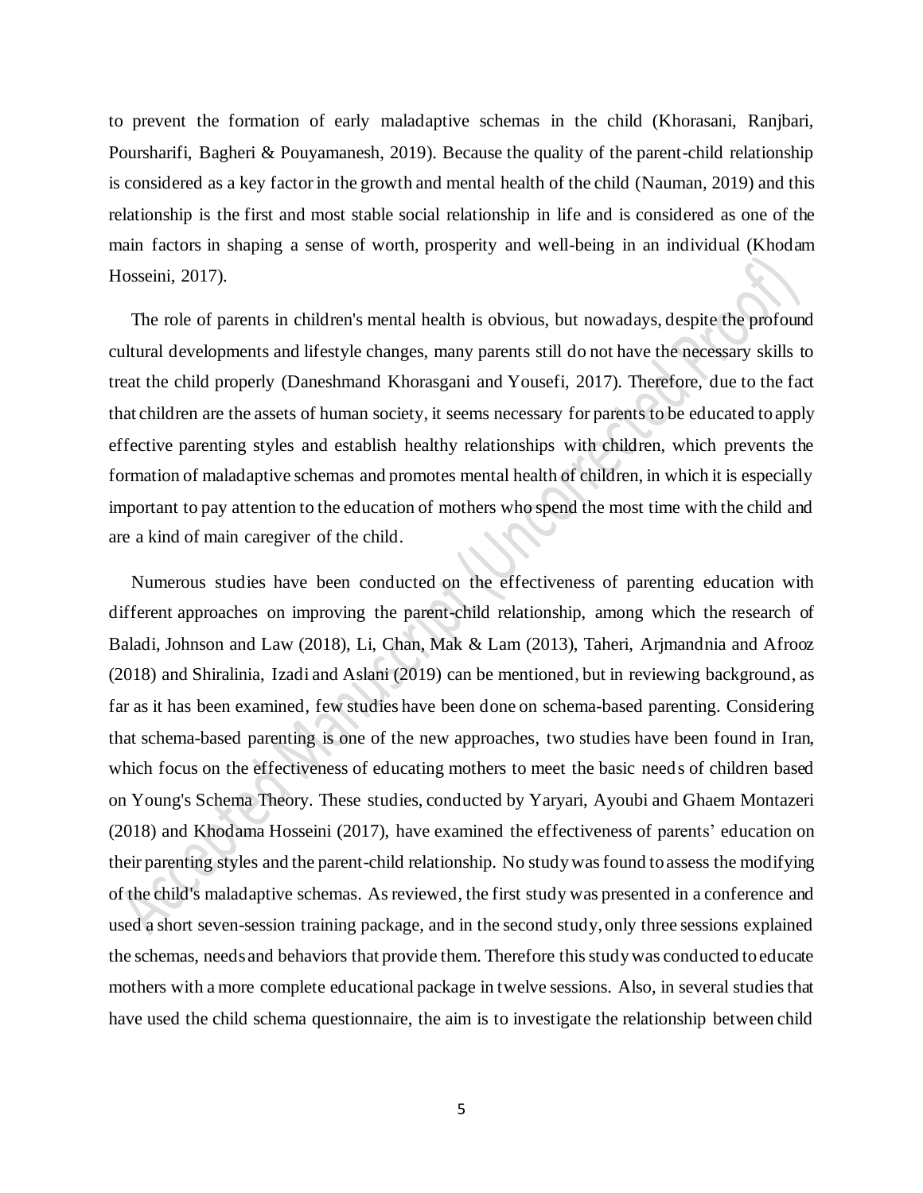to prevent the formation of early maladaptive schemas in the child (Khorasani, Ranjbari, Poursharifi, Bagheri & Pouyamanesh, 2019). Because the quality of the parent-child relationship is considered as a key factor in the growth and mental health of the child (Nauman, 2019) and this relationship is the first and most stable social relationship in life and is considered as one of the main factors in shaping a sense of worth, prosperity and well-being in an individual (Khodam Hosseini, 2017).

The role of parents in children's mental health is obvious, but nowadays, despite the profound cultural developments and lifestyle changes, many parents still do not have the necessary skills to treat the child properly (Daneshmand Khorasgani and Yousefi, 2017). Therefore, due to the fact that children are the assets of human society, it seems necessary for parents to be educated to apply effective parenting styles and establish healthy relationships with children, which prevents the formation of maladaptive schemas and promotes mental health of children, in which it is especially important to pay attention to the education of mothers who spend the most time with the child and are a kind of main caregiver of the child.

Numerous studies have been conducted on the effectiveness of parenting education with different approaches on improving the parent-child relationship, among which the research of Baladi, Johnson and Law (2018), Li, Chan, Mak & Lam (2013), Taheri, Arjmandnia and Afrooz (2018) and Shiralinia, Izadi and Aslani (2019) can be mentioned, but in reviewing background, as far as it has been examined, few studies have been done on schema-based parenting. Considering that schema-based parenting is one of the new approaches, two studies have been found in Iran, which focus on the effectiveness of educating mothers to meet the basic needs of children based on Young's Schema Theory. These studies, conducted by Yaryari, Ayoubi and Ghaem Montazeri (2018) and Khodama Hosseini (2017), have examined the effectiveness of parents' education on their parenting styles and the parent-child relationship. No study was found to assess the modifying of the child's maladaptive schemas. As reviewed, the first study was presented in a conference and used a short seven-session training package, and in the second study, only three sessions explained the schemas, needs and behaviors that provide them. Therefore this study was conducted to educate mothers with a more complete educational package in twelve sessions. Also, in several studies that have used the child schema questionnaire, the aim is to investigate the relationship between child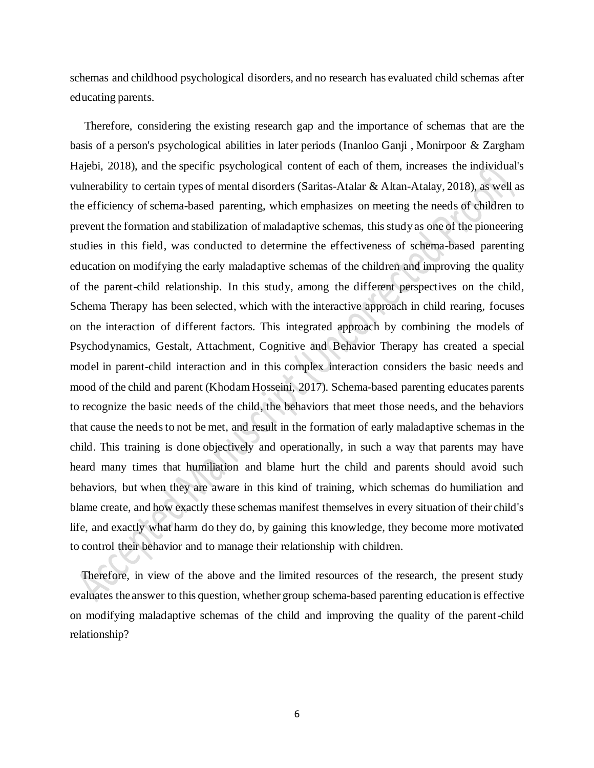schemas and childhood psychological disorders, and no research has evaluated child schemas after educating parents.

Therefore, considering the existing research gap and the importance of schemas that are the basis of a person's psychological abilities in later periods (Inanloo Ganji , Monirpoor & Zargham Hajebi, 2018), and the specific psychological content of each of them, increases the individual's vulnerability to certain types of mental disorders (Saritas-Atalar & Altan-Atalay, 2018), as well as the efficiency of schema-based parenting, which emphasizes on meeting the needs of children to prevent the formation and stabilization of maladaptive schemas, this study as one of the pioneering studies in this field, was conducted to determine the effectiveness of schema-based parenting education on modifying the early maladaptive schemas of the children and improving the quality of the parent-child relationship. In this study, among the different perspectives on the child, Schema Therapy has been selected, which with the interactive approach in child rearing, focuses on the interaction of different factors. This integrated approach by combining the models of Psychodynamics, Gestalt, Attachment, Cognitive and Behavior Therapy has created a special model in parent-child interaction and in this complex interaction considers the basic needs and mood of the child and parent (Khodam Hosseini, 2017). Schema-based parenting educates parents to recognize the basic needs of the child, the behaviors that meet those needs, and the behaviors that cause the needs to not be met, and result in the formation of early maladaptive schemas in the child. This training is done objectively and operationally, in such a way that parents may have heard many times that humiliation and blame hurt the child and parents should avoid such behaviors, but when they are aware in this kind of training, which schemas do humiliation and blame create, and how exactly these schemas manifest themselves in every situation of their child's life, and exactly what harm do they do, by gaining this knowledge, they become more motivated to control their behavior and to manage their relationship with children.

Therefore, in view of the above and the limited resources of the research, the present study evaluates the answer to this question, whether group schema-based parenting education is effective on modifying maladaptive schemas of the child and improving the quality of the parent-child relationship?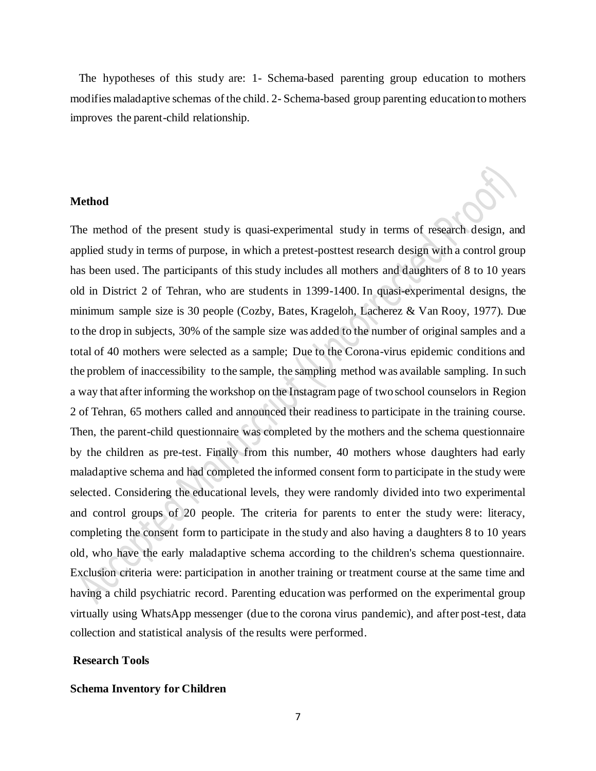The hypotheses of this study are: 1- Schema-based parenting group education to mothers modifies maladaptive schemas of the child. 2- Schema-based group parenting education to mothers improves the parent-child relationship.

## Method

The method of the present study is quasi-experimental study in terms of research design, and applied study in terms of purpose, in which a pretest-posttest research design with a control group has been used. The participants of this study includes all mothers and daughters of 8 to 10 years old in District 2 of Tehran, who are students in 1399-1400. In quasi-experimental designs, the minimum sample size is 30 people (Cozby, Bates, Krageloh, Lacherez & Van Rooy, 1977). Due to the drop in subjects, 30% of the sample size was added to the number of original samples and a total of 40 mothers were selected as a sample; Due to the Corona-virus epidemic conditions and the problem of inaccessibility to the sample, the sampling method was available sampling. In such a way that after informing the workshop on the Instagram page of two school counselors in Region 2 of Tehran, 65 mothers called and announced their readiness to participate in the training course. Then, the parent-child questionnaire was completed by the mothers and the schema questionnaire by the children as pre-test. Finally from this number, 40 mothers whose daughters had early maladaptive schema and had completed the informed consent form to participate in the study were selected. Considering the educational levels, they were randomly divided into two experimental and control groups of 20 people. The criteria for parents to enter the study were: literacy, completing the consent form to participate in the study and also having a daughters 8 to 10 years old, who have the early maladaptive schema according to the children's schema questionnaire. Exclusion criteria were: participation in another training or treatment course at the same time and having a child psychiatric record. Parenting education was performed on the experimental group virtually using WhatsApp messenger (due to the corona virus pandemic), and after post-test, data collection and statistical analysis of the results were performed.

### Research Tools

#### Schema Inventory for Children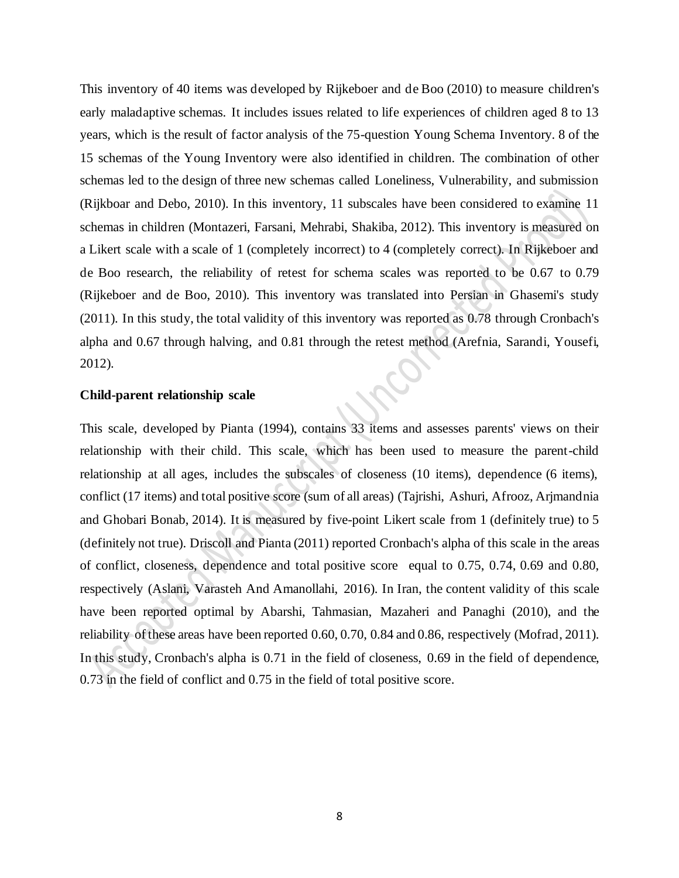This inventory of 40 items was developed by Rijkeboer and de Boo (2010) to measure children's early maladaptive schemas. It includes issues related to life experiences of children aged 8 to 13 years, which is the result of factor analysis of the 75-question Young Schema Inventory. 8 of the 15 schemas of the Young Inventory were also identified in children. The combination of other schemas led to the design of three new schemas called Loneliness, Vulnerability, and submission (Rijkboar and Debo, 2010). In this inventory, 11 subscales have been considered to examine 11 schemas in children (Montazeri, Farsani, Mehrabi, Shakiba, 2012). This inventory is measured on a Likert scale with a scale of 1 (completely incorrect) to 4 (completely correct). In Rijkeboer and de Boo research, the reliability of retest for schema scales was reported to be 0.67 to 0.79 (Rijkeboer and de Boo, 2010). This inventory was translated into Persian in Ghasemi's study (2011). In this study, the total validity of this inventory was reported as 0.78 through Cronbach's alpha and 0.67 through halving, and 0.81 through the retest method (Arefnia, Sarandi, Yousefi, 2012).

**Child-parent relationship scale**

This scale, developed by Pianta (1994), contains 33 items and assesses parents' views on their relationship with their child. This scale, which has been used to measure the parent-child relationship at all ages, includes the subscales of closeness (10 items), dependence (6 items), conflict (17 items) and total positive score (sum of all areas) (Tajrishi, Ashuri, Afrooz, Arjmandnia and Ghobari Bonab, 2014). It is measured by five-point Likert scale from 1 (definitely true) to 5 (definitely not true). Driscoll and Pianta (2011) reported Cronbach's alpha of this scale in the areas of conflict, closeness, dependence and total positive score equal to 0.75, 0.74, 0.69 and 0.80, respectively (Aslani, Varasteh And Amanollahi, 2016). In Iran, the content validity of this scale have been reported optimal by Abarshi, Tahmasian, Mazaheri and Panaghi (2010), and the reliability of these areas have been reported 0.60, 0.70, 0.84 and 0.86, respectively (Mofrad, 2011). In this study, Cronbach's alpha is 0.71 in the field of closeness, 0.69 in the field of dependence, 0.73 in the field of conflict and 0.75 in the field of total positive score.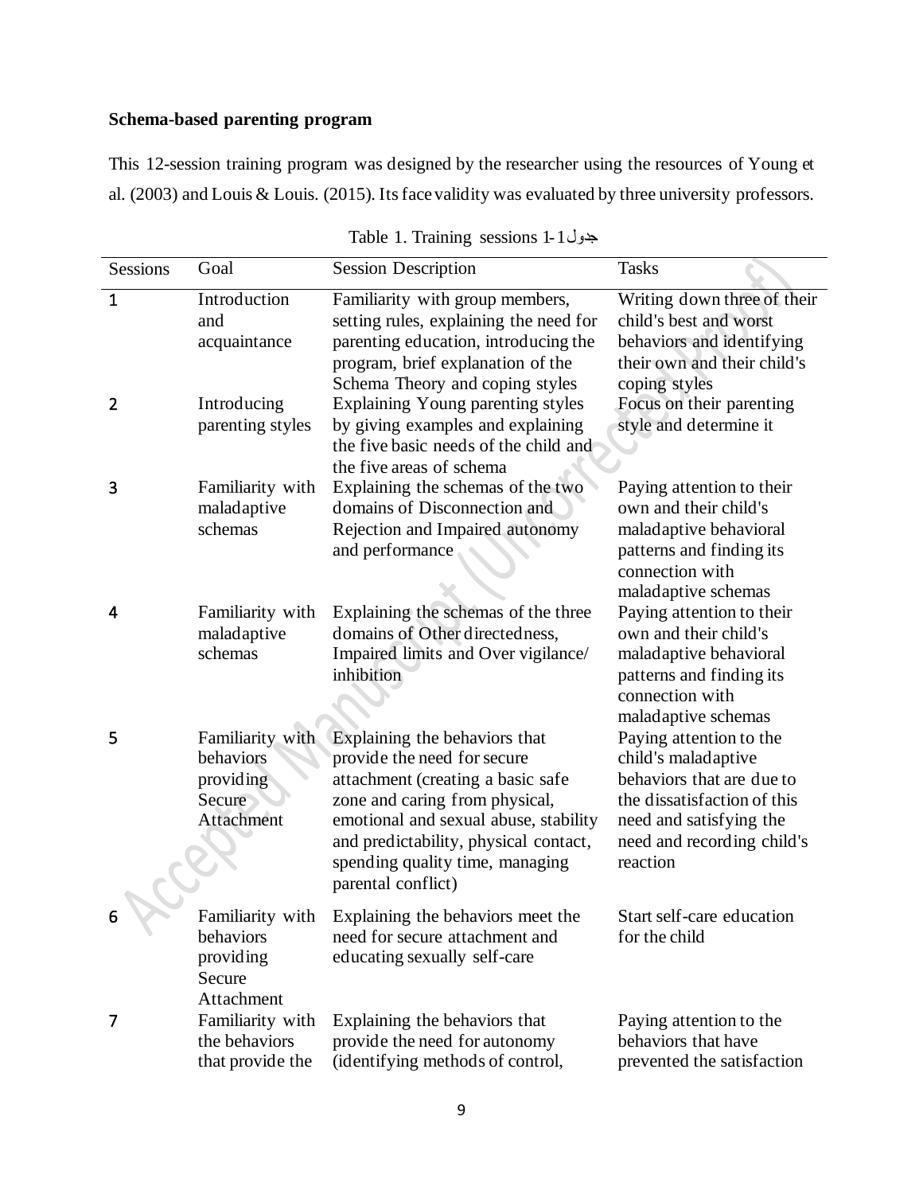**Schema-based parenting program**

This 12-session training program was designed by the researcher using the resources of Young et al. (2003) and Louis & Louis. (2015). Its face validity was evaluated by three university professors.

Table 1. Training sessions 1-1جدول

| Sessions | Goal | Session Description | Tasks |
|---|---|---|---|
| 1 | Introduction and acquaintance | Familiarity with group members, setting rules, explaining the need for parenting education, introducing the program, brief explanation of the Schema Theory and coping styles | Writing down three of their child's best and worst behaviors and identifying their own and their child's coping styles |
| 2 | Introducing parenting styles | Explaining Young parenting styles by giving examples and explaining the five basic needs of the child and the five areas of schema | Focus on their parenting style and determine it |
| 3 | Familiarity with maladaptive schemas | Explaining the schemas of the two domains of Disconnection and Rejection and Impaired autonomy and performance | Paying attention to their own and their child's maladaptive behavioral patterns and finding its connection with maladaptive schemas |
| 4 | Familiarity with maladaptive schemas | Explaining the schemas of the three domains of Other directedness, Impaired limits and Over vigilance/ inhibition | Paying attention to their own and their child's maladaptive behavioral patterns and finding its connection with maladaptive schemas |
| 5 | Familiarity with behaviors providing Secure Attachment | Explaining the behaviors that provide the need for secure attachment (creating a basic safe zone and caring from physical, emotional and sexual abuse, stability and predictability, physical contact, spending quality time, managing parental conflict) | Paying attention to the child's maladaptive behaviors that are due to the dissatisfaction of this need and satisfying the need and recording child's reaction |
| 6 | Familiarity with behaviors providing Secure Attachment | Explaining the behaviors meet the need for secure attachment and educating sexually self-care | Start self-care education for the child |
| 7 | Familiarity with the behaviors that provide the | Explaining the behaviors that provide the need for autonomy (identifying methods of control, | Paying attention to the behaviors that have prevented the satisfaction |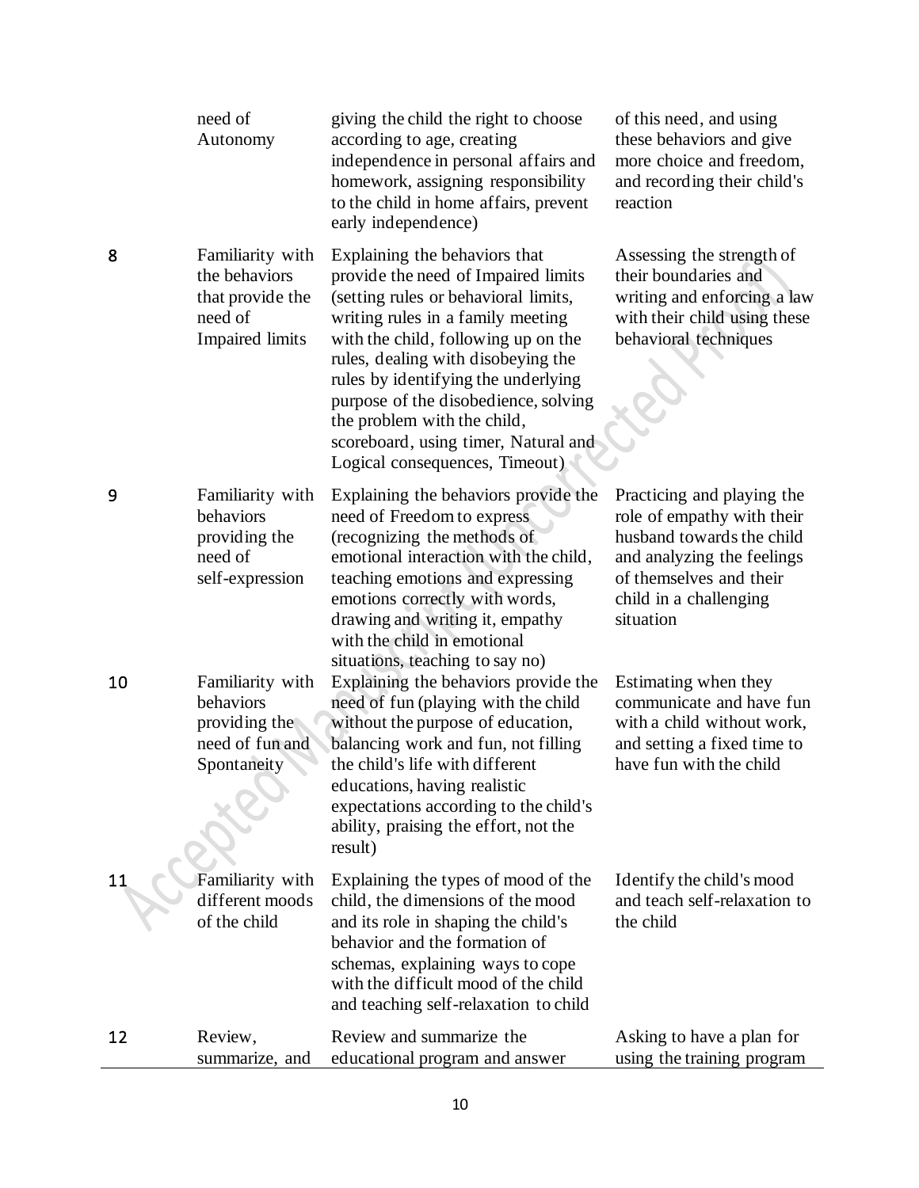| | need of Autonomy | giving the child the right to choose according to age, creating independence in personal affairs and homework, assigning responsibility to the child in home affairs, prevent early independence) | of this need, and using these behaviors and give more choice and freedom, and recording their child's reaction |
|---|---|---|---|
| 8 | Familiarity with the behaviors that provide the need of Impaired limits | Explaining the behaviors that provide the need of Impaired limits (setting rules or behavioral limits, writing rules in a family meeting with the child, following up on the rules, dealing with disobeying the rules by identifying the underlying purpose of the disobedience, solving the problem with the child, scoreboard, using timer, Natural and Logical consequences, Timeout) | Assessing the strength of their boundaries and writing and enforcing a law with their child using these behavioral techniques |
| 9 | Familiarity with behaviors providing the need of self-expression | Explaining the behaviors provide the need of Freedom to express (recognizing the methods of emotional interaction with the child, teaching emotions and expressing emotions correctly with words, drawing and writing it, empathy with the child in emotional situations, teaching to say no) | Practicing and playing the role of empathy with their husband towards the child and analyzing the feelings of themselves and their child in a challenging situation |
| 10 | Familiarity with behaviors providing the need of fun and Spontaneity | Explaining the behaviors provide the need of fun (playing with the child without the purpose of education, balancing work and fun, not filling the child's life with different educations, having realistic expectations according to the child's ability, praising the effort, not the result) | Estimating when they communicate and have fun with a child without work, and setting a fixed time to have fun with the child |
| 11 | Familiarity with different moods of the child | Explaining the types of mood of the child, the dimensions of the mood and its role in shaping the child's behavior and the formation of schemas, explaining ways to cope with the difficult mood of the child and teaching self-relaxation to child | Identify the child's mood and teach self-relaxation to the child |
| 12 | Review, summarize, and | Review and summarize the educational program and answer | Asking to have a plan for using the training program |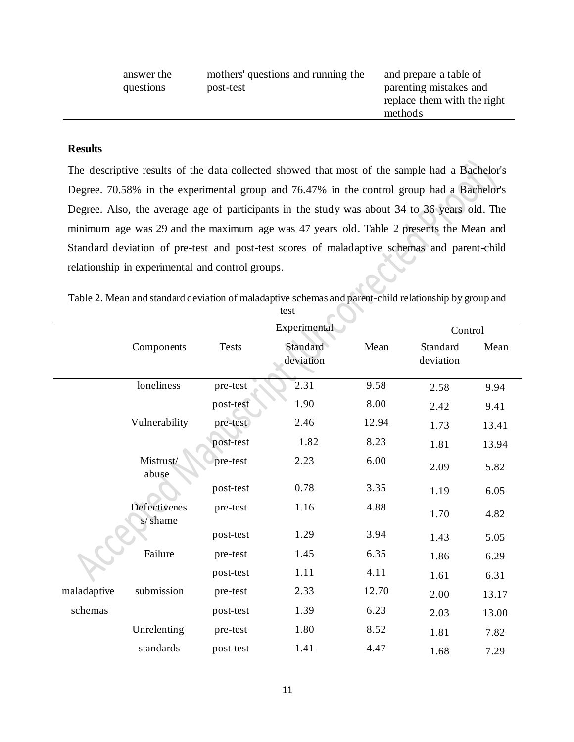| | | |
|---|---|---|
| answer the questions | mothers' questions and running the post-test | and prepare a table of parenting mistakes and replace them with the right methods |

**Results**

The descriptive results of the data collected showed that most of the sample had a Bachelor's Degree. 70.58% in the experimental group and 76.47% in the control group had a Bachelor's Degree. Also, the average age of participants in the study was about 34 to 36 years old. The minimum age was 29 and the maximum age was 47 years old. Table 2 presents the Mean and Standard deviation of pre-test and post-test scores of maladaptive schemas and parent-child relationship in experimental and control groups.

Table 2. Mean and standard deviation of maladaptive schemas and parent-child relationship by group and test

| | | | Experimental | | Control | |
|---|---|---|---|---|---|---|
| | Components | Tests | Standard deviation | Mean | Standard deviation | Mean |
| maladaptive schemas | loneliness | pre-test | 2.31 | 9.58 | 2.58 | 9.94 |
| | | post-test | 1.90 | 8.00 | 2.42 | 9.41 |
| | Vulnerability | pre-test | 2.46 | 12.94 | 1.73 | 13.41 |
| | | post-test | 1.82 | 8.23 | 1.81 | 13.94 |
| | Mistrust/ abuse | pre-test | 2.23 | 6.00 | 2.09 | 5.82 |
| | | post-test | 0.78 | 3.35 | 1.19 | 6.05 |
| | Defectiveness/ shame | pre-test | 1.16 | 4.88 | 1.70 | 4.82 |
| | | post-test | 1.29 | 3.94 | 1.43 | 5.05 |
| | Failure | pre-test | 1.45 | 6.35 | 1.86 | 6.29 |
| | | post-test | 1.11 | 4.11 | 1.61 | 6.31 |
| | submission | pre-test | 2.33 | 12.70 | 2.00 | 13.17 |
| | | post-test | 1.39 | 6.23 | 2.03 | 13.00 |
| | Unrelenting standards | pre-test | 1.80 | 8.52 | 1.81 | 7.82 |
| | | post-test | 1.41 | 4.47 | 1.68 | 7.29 |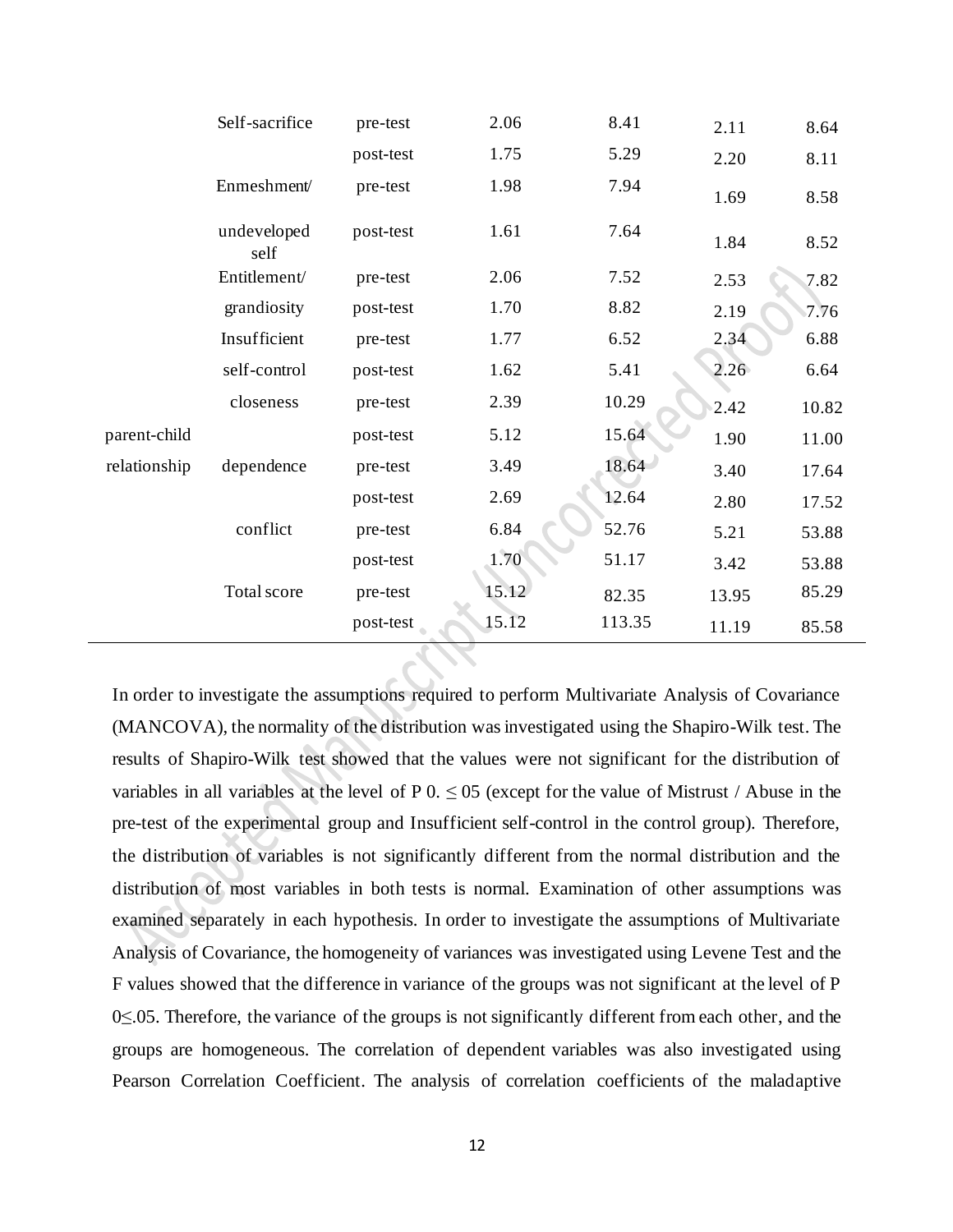| | | | | | | |
|---|---|---|---|---|---|---|
| | Self-sacrifice | pre-test | 2.06 | 8.41 | 2.11 | 8.64 |
| | | post-test | 1.75 | 5.29 | 2.20 | 8.11 |
| | Enmeshment/ | pre-test | 1.98 | 7.94 | 1.69 | 8.58 |
| | undeveloped self | post-test | 1.61 | 7.64 | 1.84 | 8.52 |
| | Entitlement/ | pre-test | 2.06 | 7.52 | 2.53 | 7.82 |
| | grandiosity | post-test | 1.70 | 8.82 | 2.19 | 7.76 |
| | Insufficient | pre-test | 1.77 | 6.52 | 2.34 | 6.88 |
| | self-control | post-test | 1.62 | 5.41 | 2.26 | 6.64 |
| | closeness | pre-test | 2.39 | 10.29 | 2.42 | 10.82 |
| parent-child | | post-test | 5.12 | 15.64 | 1.90 | 11.00 |
| relationship | dependence | pre-test | 3.49 | 18.64 | 3.40 | 17.64 |
| | | post-test | 2.69 | 12.64 | 2.80 | 17.52 |
| | conflict | pre-test | 6.84 | 52.76 | 5.21 | 53.88 |
| | | post-test | 1.70 | 51.17 | 3.42 | 53.88 |
| | Total score | pre-test | 15.12 | 82.35 | 13.95 | 85.29 |
| | | post-test | 15.12 | 113.35 | 11.19 | 85.58 |

In order to investigate the assumptions required to perform Multivariate Analysis of Covariance (MANCOVA), the normality of the distribution was investigated using the Shapiro-Wilk test. The results of Shapiro-Wilk test showed that the values were not significant for the distribution of variables in all variables at the level of P 0. ≤ 05 (except for the value of Mistrust / Abuse in the pre-test of the experimental group and Insufficient self-control in the control group). Therefore, the distribution of variables is not significantly different from the normal distribution and the distribution of most variables in both tests is normal. Examination of other assumptions was examined separately in each hypothesis. In order to investigate the assumptions of Multivariate Analysis of Covariance, the homogeneity of variances was investigated using Levene Test and the F values showed that the difference in variance of the groups was not significant at the level of P 0≤.05. Therefore, the variance of the groups is not significantly different from each other, and the groups are homogeneous. The correlation of dependent variables was also investigated using Pearson Correlation Coefficient. The analysis of correlation coefficients of the maladaptive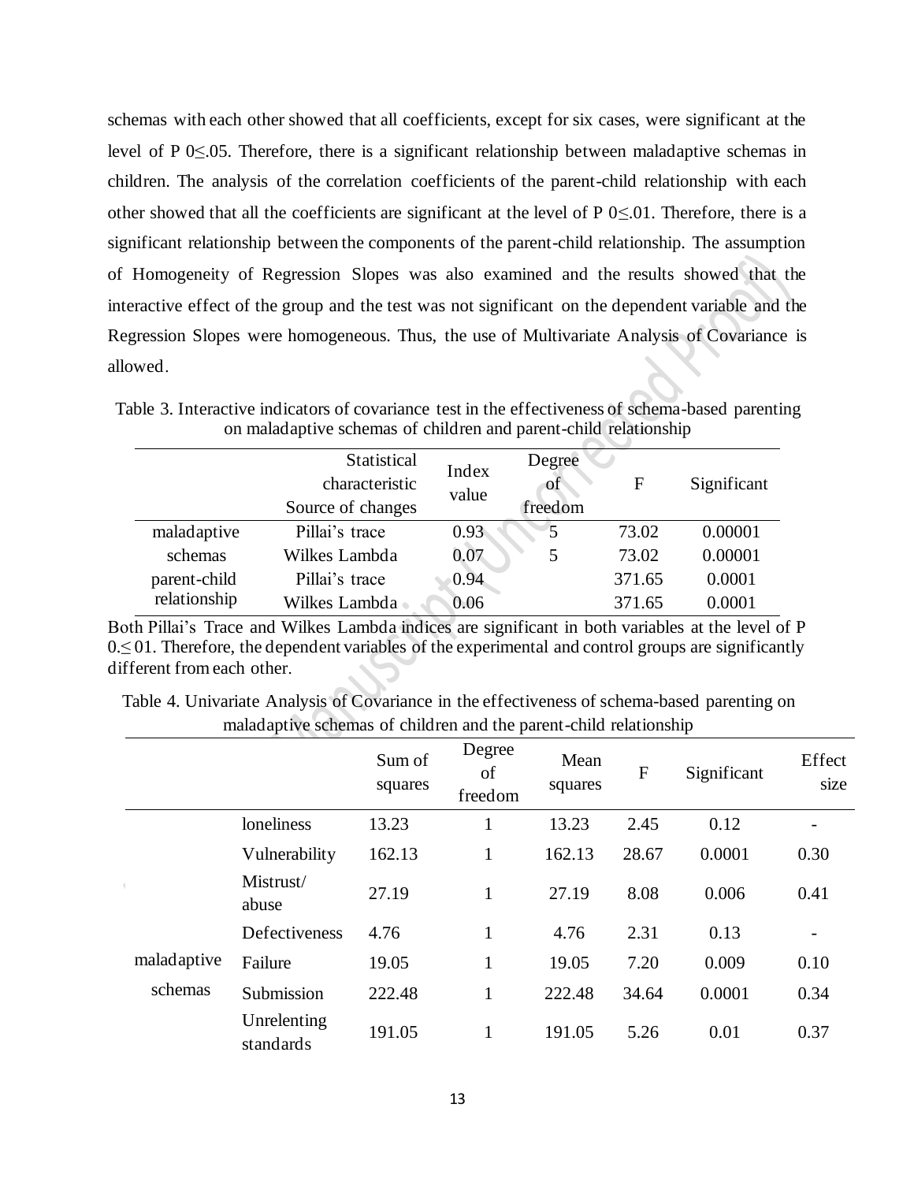schemas with each other showed that all coefficients, except for six cases, were significant at the level of P 0≤.05. Therefore, there is a significant relationship between maladaptive schemas in children. The analysis of the correlation coefficients of the parent-child relationship with each other showed that all the coefficients are significant at the level of P 0≤.01. Therefore, there is a significant relationship between the components of the parent-child relationship. The assumption of Homogeneity of Regression Slopes was also examined and the results showed that the interactive effect of the group and the test was not significant on the dependent variable and the Regression Slopes were homogeneous. Thus, the use of Multivariate Analysis of Covariance is allowed.

Table 3. Interactive indicators of covariance test in the effectiveness of schema-based parenting on maladaptive schemas of children and parent-child relationship

| | Statistical characteristic Source of changes | Index value | Degree of freedom | F | Significant |
|---|---|---|---|---|---|
| maladaptive schemas | Pillai's trace | 0.93 | 5 | 73.02 | 0.00001 |
| | Wilkes Lambda | 0.07 | 5 | 73.02 | 0.00001 |
| parent-child relationship | Pillai's trace | 0.94 | | 371.65 | 0.0001 |
| | Wilkes Lambda | 0.06 | | 371.65 | 0.0001 |

Both Pillai's Trace and Wilkes Lambda indices are significant in both variables at the level of P 0.≤01. Therefore, the dependent variables of the experimental and control groups are significantly different from each other.

Table 4. Univariate Analysis of Covariance in the effectiveness of schema-based parenting on maladaptive schemas of children and the parent-child relationship

| | | Sum of squares | Degree of freedom | Mean squares | F | Significant | Effect size |
|---|---|---|---|---|---|---|---|
| maladaptive schemas | loneliness | 13.23 | 1 | 13.23 | 2.45 | 0.12 | - |
| | Vulnerability | 162.13 | 1 | 162.13 | 28.67 | 0.0001 | 0.30 |
| | Mistrust/ abuse | 27.19 | 1 | 27.19 | 8.08 | 0.006 | 0.41 |
| | Defectiveness | 4.76 | 1 | 4.76 | 2.31 | 0.13 | - |
| | Failure | 19.05 | 1 | 19.05 | 7.20 | 0.009 | 0.10 |
| | Submission | 222.48 | 1 | 222.48 | 34.64 | 0.0001 | 0.34 |
| | Unrelenting standards | 191.05 | 1 | 191.05 | 5.26 | 0.01 | 0.37 |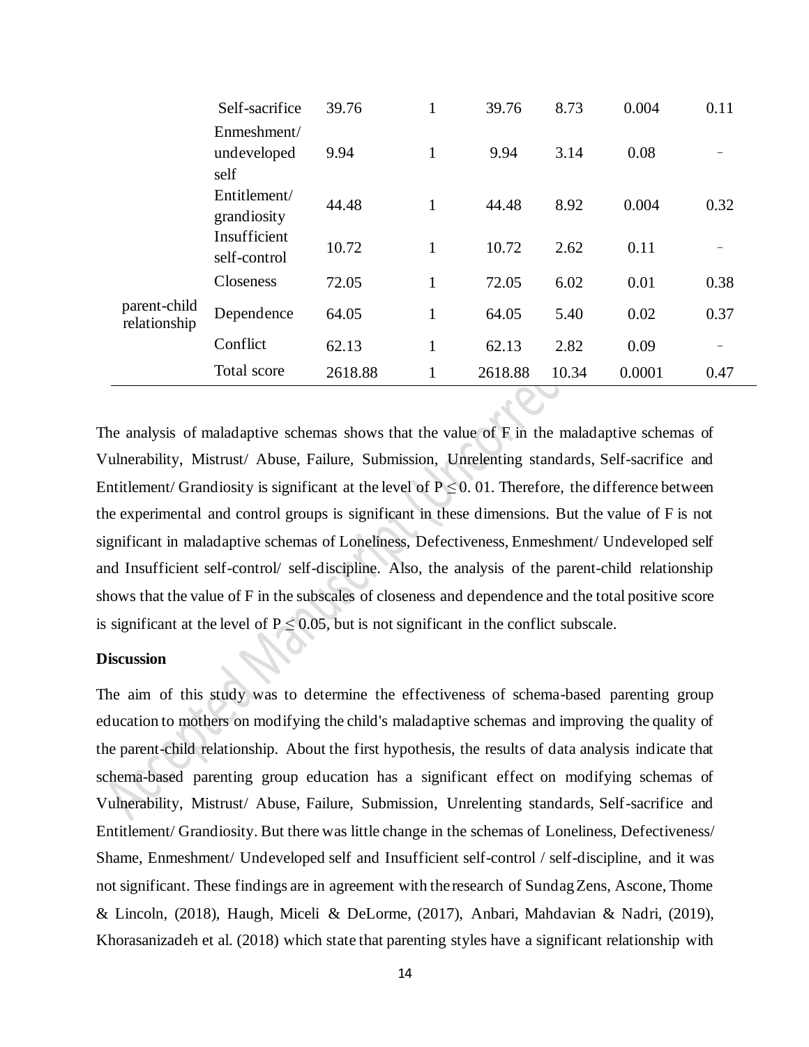| | | | | | | | |
|---|---|---|---|---|---|---|---|
| | Self-sacrifice | 39.76 | 1 | 39.76 | 8.73 | 0.004 | 0.11 |
| | Enmeshment/ undeveloped self | 9.94 | 1 | 9.94 | 3.14 | 0.08 | – |
| | Entitlement/ grandiosity | 44.48 | 1 | 44.48 | 8.92 | 0.004 | 0.32 |
| | Insufficient self-control | 10.72 | 1 | 10.72 | 2.62 | 0.11 | – |
| parent-child relationship | Closeness | 72.05 | 1 | 72.05 | 6.02 | 0.01 | 0.38 |
| | Dependence | 64.05 | 1 | 64.05 | 5.40 | 0.02 | 0.37 |
| | Conflict | 62.13 | 1 | 62.13 | 2.82 | 0.09 | – |
| | Total score | 2618.88 | 1 | 2618.88 | 10.34 | 0.0001 | 0.47 |

The analysis of maladaptive schemas shows that the value of F in the maladaptive schemas of Vulnerability, Mistrust/ Abuse, Failure, Submission, Unrelenting standards, Self-sacrifice and Entitlement/ Grandiosity is significant at the level of $P \leq 0.01$. Therefore, the difference between the experimental and control groups is significant in these dimensions. But the value of F is not significant in maladaptive schemas of Loneliness, Defectiveness, Enmeshment/ Undeveloped self and Insufficient self-control/ self-discipline. Also, the analysis of the parent-child relationship shows that the value of F in the subscales of closeness and dependence and the total positive score is significant at the level of $P \leq 0.05$, but is not significant in the conflict subscale.

## Discussion

The aim of this study was to determine the effectiveness of schema-based parenting group education to mothers on modifying the child's maladaptive schemas and improving the quality of the parent-child relationship. About the first hypothesis, the results of data analysis indicate that schema-based parenting group education has a significant effect on modifying schemas of Vulnerability, Mistrust/ Abuse, Failure, Submission, Unrelenting standards, Self-sacrifice and Entitlement/ Grandiosity. But there was little change in the schemas of Loneliness, Defectiveness/ Shame, Enmeshment/ Undeveloped self and Insufficient self-control / self-discipline, and it was not significant. These findings are in agreement with the research of Sundag Zens, Ascone, Thome & Lincoln, (2018), Haugh, Miceli & DeLorme, (2017), Anbari, Mahdavian & Nadri, (2019), Khorasanizadeh et al. (2018) which state that parenting styles have a significant relationship with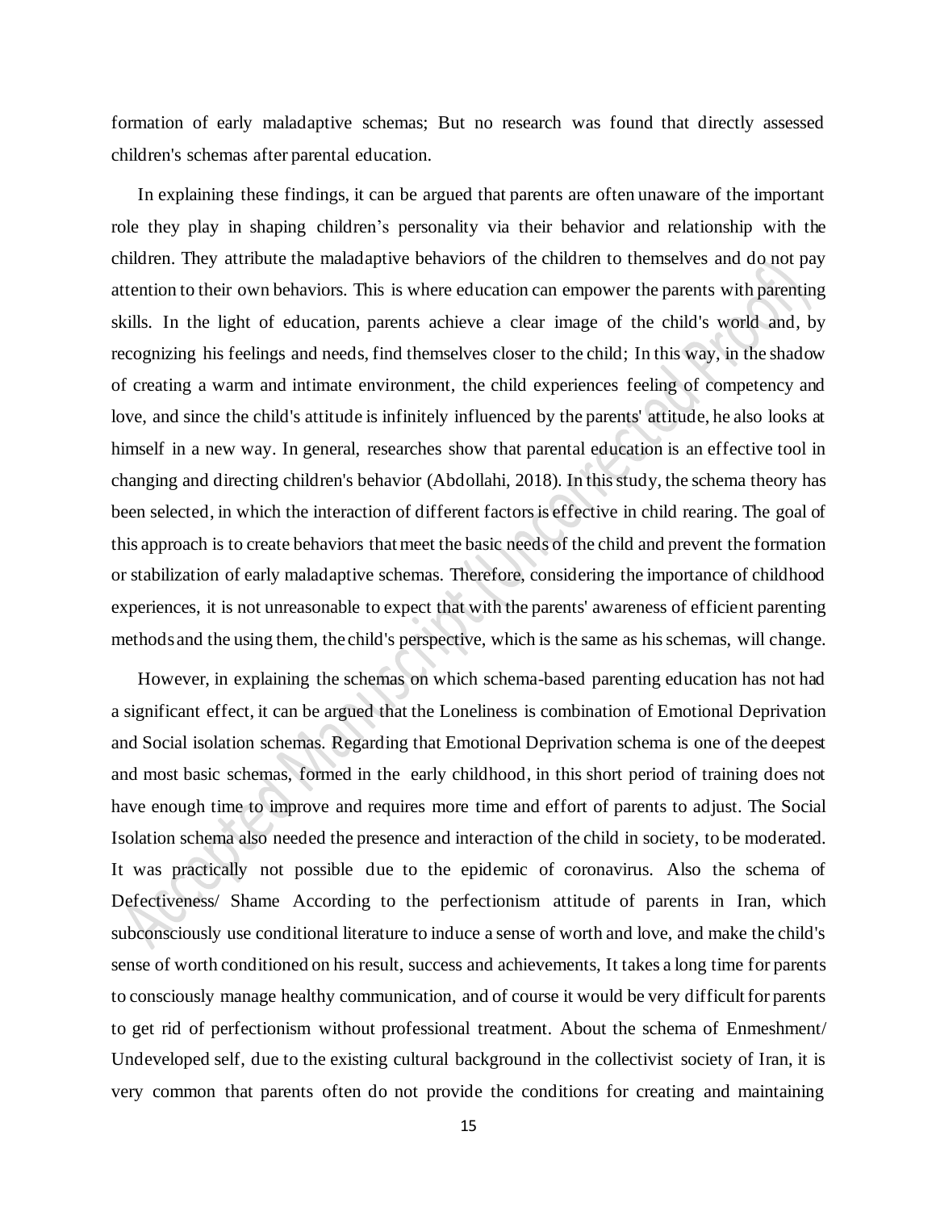formation of early maladaptive schemas; But no research was found that directly assessed children's schemas after parental education.

In explaining these findings, it can be argued that parents are often unaware of the important role they play in shaping children's personality via their behavior and relationship with the children. They attribute the maladaptive behaviors of the children to themselves and do not pay attention to their own behaviors. This is where education can empower the parents with parenting skills. In the light of education, parents achieve a clear image of the child's world and, by recognizing his feelings and needs, find themselves closer to the child; In this way, in the shadow of creating a warm and intimate environment, the child experiences feeling of competency and love, and since the child's attitude is infinitely influenced by the parents' attitude, he also looks at himself in a new way. In general, researches show that parental education is an effective tool in changing and directing children's behavior (Abdollahi, 2018). In this study, the schema theory has been selected, in which the interaction of different factors is effective in child rearing. The goal of this approach is to create behaviors that meet the basic needs of the child and prevent the formation or stabilization of early maladaptive schemas. Therefore, considering the importance of childhood experiences, it is not unreasonable to expect that with the parents' awareness of efficient parenting methods and the using them, the child's perspective, which is the same as his schemas, will change.

However, in explaining the schemas on which schema-based parenting education has not had a significant effect, it can be argued that the Loneliness is combination of Emotional Deprivation and Social isolation schemas. Regarding that Emotional Deprivation schema is one of the deepest and most basic schemas, formed in the early childhood, in this short period of training does not have enough time to improve and requires more time and effort of parents to adjust. The Social Isolation schema also needed the presence and interaction of the child in society, to be moderated. It was practically not possible due to the epidemic of coronavirus. Also the schema of Defectiveness/ Shame According to the perfectionism attitude of parents in Iran, which subconsciously use conditional literature to induce a sense of worth and love, and make the child's sense of worth conditioned on his result, success and achievements, It takes a long time for parents to consciously manage healthy communication, and of course it would be very difficult for parents to get rid of perfectionism without professional treatment. About the schema of Enmeshment/ Undeveloped self, due to the existing cultural background in the collectivist society of Iran, it is very common that parents often do not provide the conditions for creating and maintaining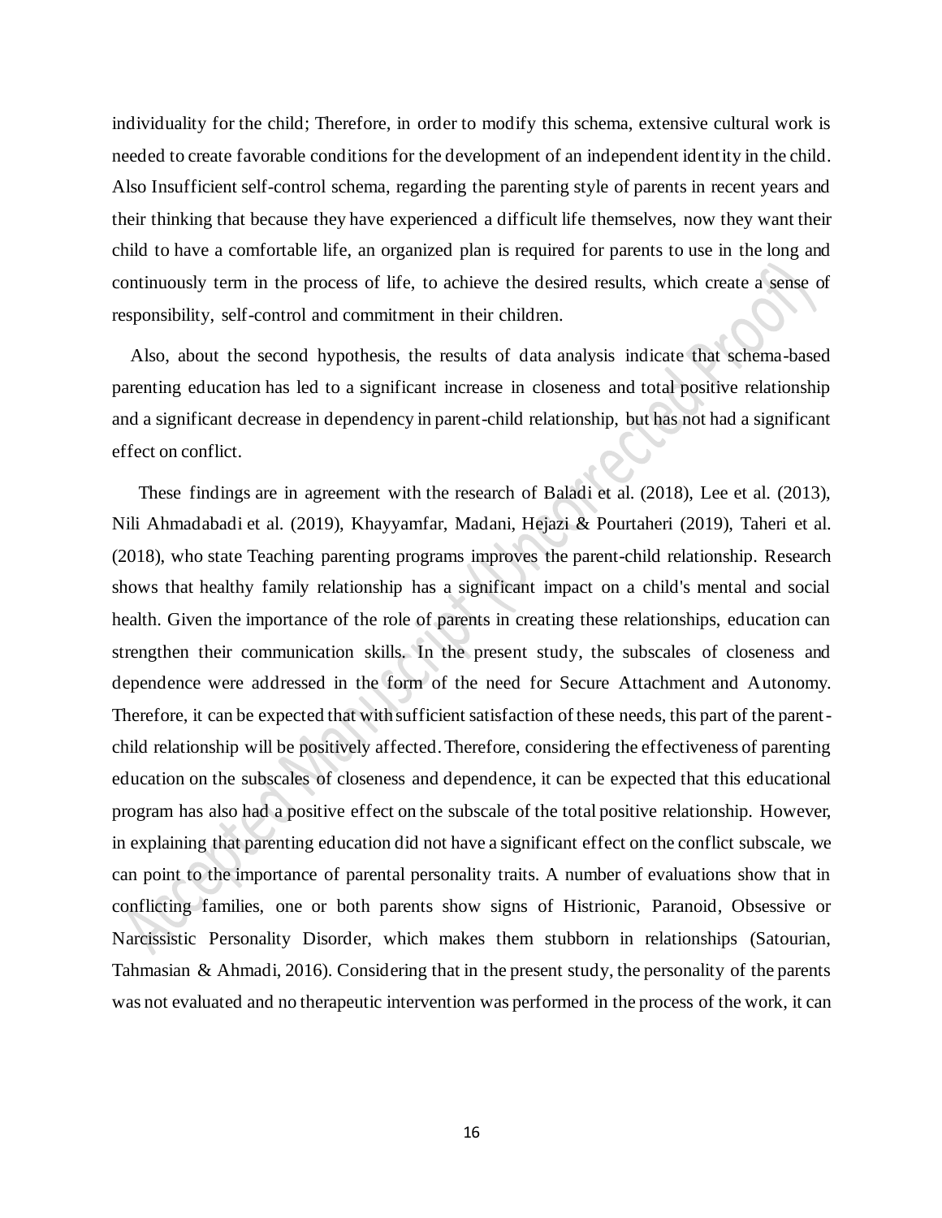individuality for the child; Therefore, in order to modify this schema, extensive cultural work is needed to create favorable conditions for the development of an independent identity in the child. Also Insufficient self-control schema, regarding the parenting style of parents in recent years and their thinking that because they have experienced a difficult life themselves, now they want their child to have a comfortable life, an organized plan is required for parents to use in the long and continuously term in the process of life, to achieve the desired results, which create a sense of responsibility, self-control and commitment in their children.

Also, about the second hypothesis, the results of data analysis indicate that schema-based parenting education has led to a significant increase in closeness and total positive relationship and a significant decrease in dependency in parent-child relationship, but has not had a significant effect on conflict.

These findings are in agreement with the research of Baladi et al. (2018), Lee et al. (2013), Nili Ahmadabadi et al. (2019), Khayyamfar, Madani, Hejazi & Pourtaheri (2019), Taheri et al. (2018), who state Teaching parenting programs improves the parent-child relationship. Research shows that healthy family relationship has a significant impact on a child's mental and social health. Given the importance of the role of parents in creating these relationships, education can strengthen their communication skills. In the present study, the subscales of closeness and dependence were addressed in the form of the need for Secure Attachment and Autonomy. Therefore, it can be expected that with sufficient satisfaction of these needs, this part of the parent-child relationship will be positively affected. Therefore, considering the effectiveness of parenting education on the subscales of closeness and dependence, it can be expected that this educational program has also had a positive effect on the subscale of the total positive relationship. However, in explaining that parenting education did not have a significant effect on the conflict subscale, we can point to the importance of parental personality traits. A number of evaluations show that in conflicting families, one or both parents show signs of Histrionic, Paranoid, Obsessive or Narcissistic Personality Disorder, which makes them stubborn in relationships (Satourian, Tahmasian & Ahmadi, 2016). Considering that in the present study, the personality of the parents was not evaluated and no therapeutic intervention was performed in the process of the work, it can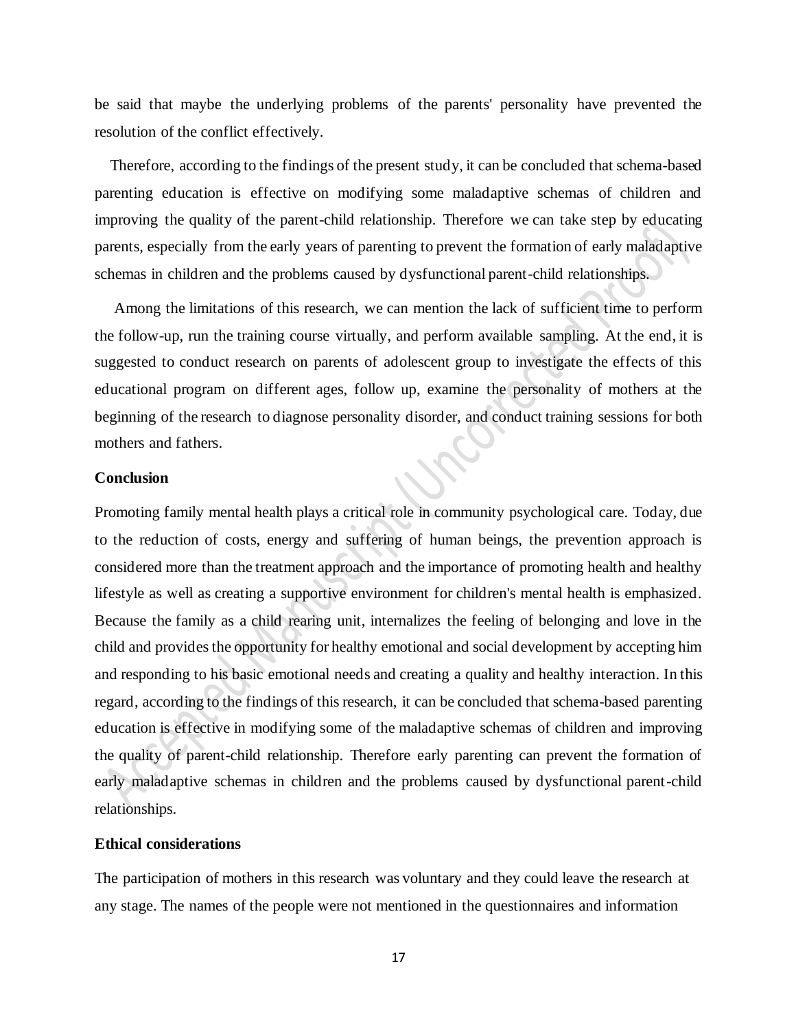be said that maybe the underlying problems of the parents' personality have prevented the resolution of the conflict effectively.

Therefore, according to the findings of the present study, it can be concluded that schema-based parenting education is effective on modifying some maladaptive schemas of children and improving the quality of the parent-child relationship. Therefore we can take step by educating parents, especially from the early years of parenting to prevent the formation of early maladaptive schemas in children and the problems caused by dysfunctional parent-child relationships.

Among the limitations of this research, we can mention the lack of sufficient time to perform the follow-up, run the training course virtually, and perform available sampling. At the end, it is suggested to conduct research on parents of adolescent group to investigate the effects of this educational program on different ages, follow up, examine the personality of mothers at the beginning of the research to diagnose personality disorder, and conduct training sessions for both mothers and fathers.

**Conclusion**

Promoting family mental health plays a critical role in community psychological care. Today, due to the reduction of costs, energy and suffering of human beings, the prevention approach is considered more than the treatment approach and the importance of promoting health and healthy lifestyle as well as creating a supportive environment for children's mental health is emphasized. Because the family as a child rearing unit, internalizes the feeling of belonging and love in the child and provides the opportunity for healthy emotional and social development by accepting him and responding to his basic emotional needs and creating a quality and healthy interaction. In this regard, according to the findings of this research, it can be concluded that schema-based parenting education is effective in modifying some of the maladaptive schemas of children and improving the quality of parent-child relationship. Therefore early parenting can prevent the formation of early maladaptive schemas in children and the problems caused by dysfunctional parent-child relationships.

**Ethical considerations**

The participation of mothers in this research was voluntary and they could leave the research at any stage. The names of the people were not mentioned in the questionnaires and information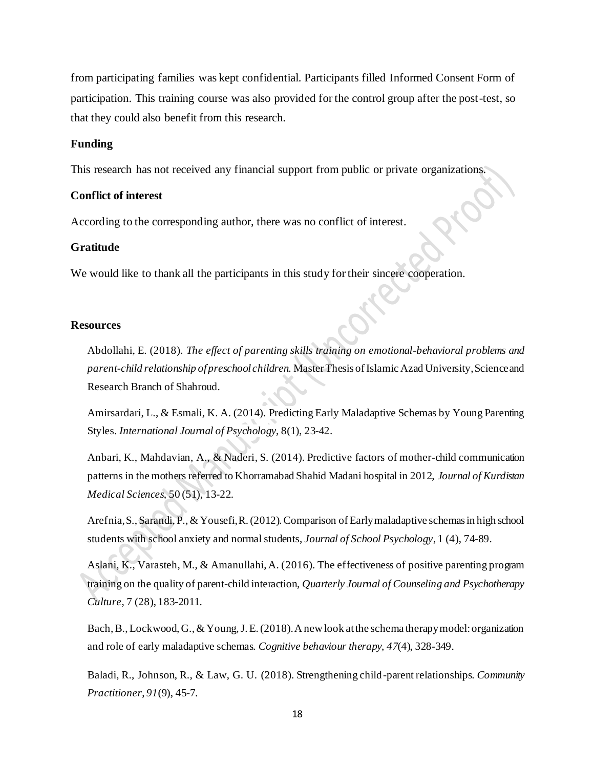from participating families was kept confidential. Participants filled Informed Consent Form of participation. This training course was also provided for the control group after the post-test, so that they could also benefit from this research.

### Funding

This research has not received any financial support from public or private organizations.

### Conflict of interest

According to the corresponding author, there was no conflict of interest.

### Gratitude

We would like to thank all the participants in this study for their sincere cooperation.

### Resources

Abdollahi, E. (2018). *The effect of parenting skills training on emotional-behavioral problems and parent-child relationship of preschool children*. Master Thesis of Islamic Azad University, Science and Research Branch of Shahroud.

Amirsardari, L., & Esmali, K. A. (2014). Predicting Early Maladaptive Schemas by Young Parenting Styles. *International Journal of Psychology*, 8(1), 23-42.

Anbari, K., Mahdavian, A., & Naderi, S. (2014). Predictive factors of mother-child communication patterns in the mothers referred to Khorramabad Shahid Madani hospital in 2012, *Journal of Kurdistan Medical Sciences*, 50 (51), 13-22.

Arefnia, S., Sarandi, P., & Yousefi, R. (2012). Comparison of Early maladaptive schemas in high school students with school anxiety and normal students, *Journal of School Psychology*, 1 (4), 74-89.

Aslani, K., Varasteh, M., & Amanullahi, A. (2016). The effectiveness of positive parenting program training on the quality of parent-child interaction, *Quarterly Journal of Counseling and Psychotherapy Culture*, 7 (28), 183-2011.

Bach, B., Lockwood, G., & Young, J. E. (2018). A new look at the schema therapy model: organization and role of early maladaptive schemas. *Cognitive behaviour therapy*, *47*(4), 328-349.

Baladi, R., Johnson, R., & Law, G. U. (2018). Strengthening child-parent relationships. *Community Practitioner*, *91*(9), 45-7.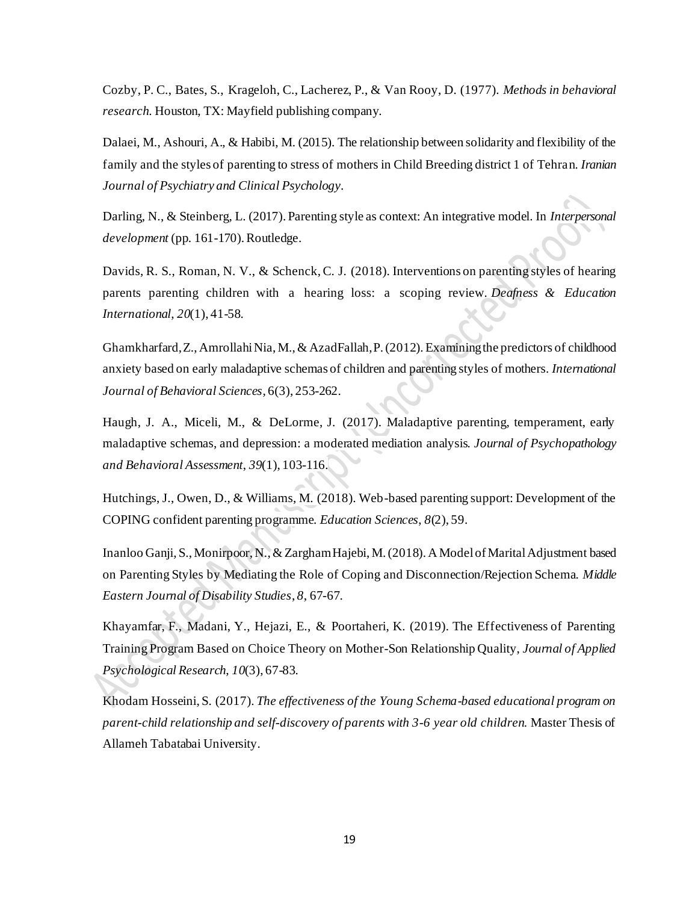Cozby, P. C., Bates, S., Krageloh, C., Lacherez, P., & Van Rooy, D. (1977). *Methods in behavioral research*. Houston, TX: Mayfield publishing company.

Dalaei, M., Ashouri, A., & Habibi, M. (2015). The relationship between solidarity and flexibility of the family and the styles of parenting to stress of mothers in Child Breeding district 1 of Tehran. *Iranian Journal of Psychiatry and Clinical Psychology*.

Darling, N., & Steinberg, L. (2017). Parenting style as context: An integrative model. In *Interpersonal development* (pp. 161-170). Routledge.

Davids, R. S., Roman, N. V., & Schenck, C. J. (2018). Interventions on parenting styles of hearing parents parenting children with a hearing loss: a scoping review. *Deafness & Education International*, *20*(1), 41-58.

Ghamkharfard, Z., Amrollahi Nia, M., & AzadFallah, P. (2012). Examining the predictors of childhood anxiety based on early maladaptive schemas of children and parenting styles of mothers. *International Journal of Behavioral Sciences*, 6(3), 253-262.

Haugh, J. A., Miceli, M., & DeLorme, J. (2017). Maladaptive parenting, temperament, early maladaptive schemas, and depression: a moderated mediation analysis. *Journal of Psychopathology and Behavioral Assessment*, *39*(1), 103-116.

Hutchings, J., Owen, D., & Williams, M. (2018). Web-based parenting support: Development of the COPING confident parenting programme. *Education Sciences*, *8*(2), 59.

Inanloo Ganji, S., Monirpoor, N., & Zargham Hajebi, M. (2018). A Model of Marital Adjustment based on Parenting Styles by Mediating the Role of Coping and Disconnection/Rejection Schema. *Middle Eastern Journal of Disability Studies*, *8*, 67-67.

Khayamfar, F., Madani, Y., Hejazi, E., & Poortaheri, K. (2019). The Effectiveness of Parenting Training Program Based on Choice Theory on Mother-Son Relationship Quality, *Journal of Applied Psychological Research*, *10*(3), 67-83.

Khodam Hosseini, S. (2017). *The effectiveness of the Young Schema-based educational program on parent-child relationship and self-discovery of parents with 3-6 year old children*. Master Thesis of Allameh Tabatabai University.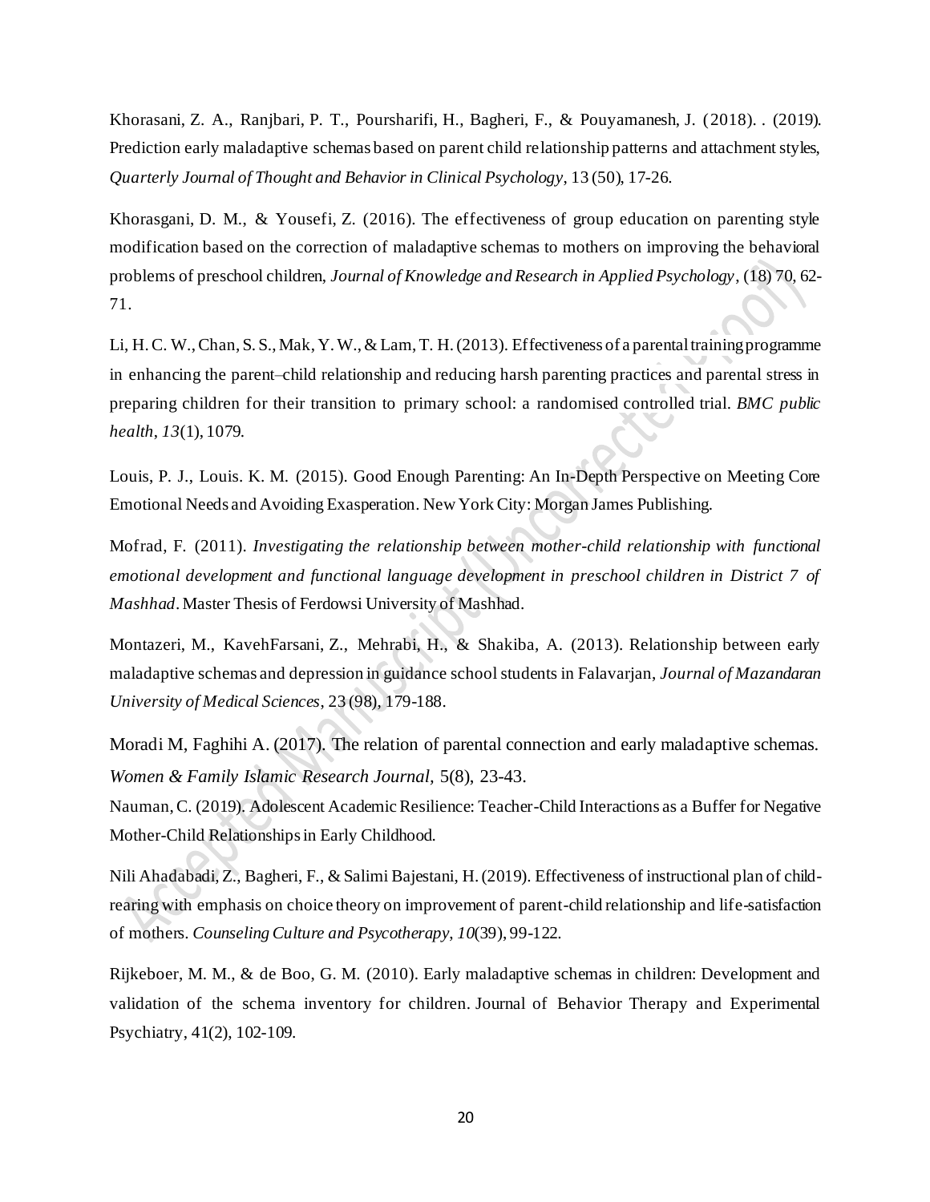Khorasani, Z. A., Ranjbari, P. T., Poursharifi, H., Bagheri, F., & Pouyamanesh, J. (2018). . (2019). Prediction early maladaptive schemas based on parent child relationship patterns and attachment styles, *Quarterly Journal of Thought and Behavior in Clinical Psychology*, 13 (50), 17-26.

Khorasgani, D. M., & Yousefi, Z. (2016). The effectiveness of group education on parenting style modification based on the correction of maladaptive schemas to mothers on improving the behavioral problems of preschool children, *Journal of Knowledge and Research in Applied Psychology*, (18) 70, 62-71.

Li, H. C. W., Chan, S. S., Mak, Y. W., & Lam, T. H. (2013). Effectiveness of a parental training programme in enhancing the parent–child relationship and reducing harsh parenting practices and parental stress in preparing children for their transition to primary school: a randomised controlled trial. *BMC public health*, *13*(1), 1079.

Louis, P. J., Louis. K. M. (2015). Good Enough Parenting: An In-Depth Perspective on Meeting Core Emotional Needs and Avoiding Exasperation. New York City: Morgan James Publishing.

Mofrad, F. (2011). *Investigating the relationship between mother-child relationship with functional emotional development and functional language development in preschool children in District 7 of Mashhad*. Master Thesis of Ferdowsi University of Mashhad.

Montazeri, M., KavehFarsani, Z., Mehrabi, H., & Shakiba, A. (2013). Relationship between early maladaptive schemas and depression in guidance school students in Falavarjan, *Journal of Mazandaran University of Medical Sciences*, 23 (98), 179-188.

Moradi M, Faghihi A. (2017). The relation of parental connection and early maladaptive schemas. *Women & Family Islamic Research Journal,* 5(8), 23-43.

Nauman, C. (2019). Adolescent Academic Resilience: Teacher-Child Interactions as a Buffer for Negative Mother-Child Relationships in Early Childhood.

Nili Ahadabadi, Z., Bagheri, F., & Salimi Bajestani, H. (2019). Effectiveness of instructional plan of child-rearing with emphasis on choice theory on improvement of parent-child relationship and life-satisfaction of mothers. *Counseling Culture and Psycotherapy, 10*(39), 99-122.

Rijkeboer, M. M., & de Boo, G. M. (2010). Early maladaptive schemas in children: Development and validation of the schema inventory for children. Journal of Behavior Therapy and Experimental Psychiatry, 41(2), 102-109.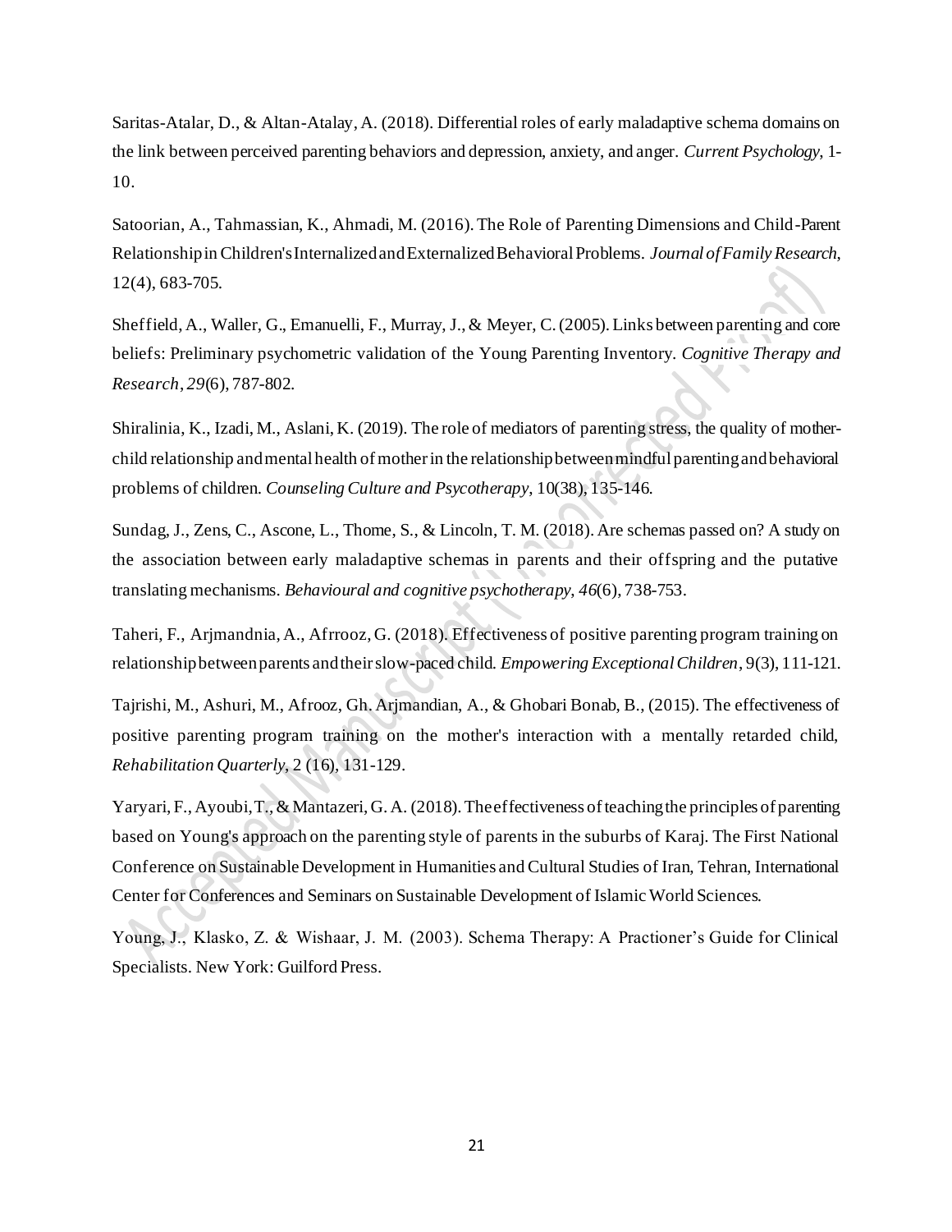Saritas-Atalar, D., & Altan-Atalay, A. (2018). Differential roles of early maladaptive schema domains on the link between perceived parenting behaviors and depression, anxiety, and anger. *Current Psychology*, 1-10.

Satoorian, A., Tahmassian, K., Ahmadi, M. (2016). The Role of Parenting Dimensions and Child-Parent Relationship in Children's Internalized and Externalized Behavioral Problems. *Journal of Family Research*, 12(4), 683-705.

Sheffield, A., Waller, G., Emanuelli, F., Murray, J., & Meyer, C. (2005). Links between parenting and core beliefs: Preliminary psychometric validation of the Young Parenting Inventory. *Cognitive Therapy and Research*, *29*(6), 787-802.

Shiralinia, K., Izadi, M., Aslani, K. (2019). The role of mediators of parenting stress, the quality of mother-child relationship and mental health of mother in the relationship between mindful parenting and behavioral problems of children. *Counseling Culture and Psycotherapy*, 10(38), 135-146.

Sundag, J., Zens, C., Ascone, L., Thome, S., & Lincoln, T. M. (2018). Are schemas passed on? A study on the association between early maladaptive schemas in parents and their offspring and the putative translating mechanisms. *Behavioural and cognitive psychotherapy*, *46*(6), 738-753.

Taheri, F., Arjmandnia, A., Afrrooz, G. (2018). Effectiveness of positive parenting program training on relationship between parents and their slow-paced child. *Empowering Exceptional Children*, 9(3), 111-121.

Tajrishi, M., Ashuri, M., Afrooz, Gh. Arjmandian, A., & Ghobari Bonab, B., (2015). The effectiveness of positive parenting program training on the mother's interaction with a mentally retarded child, *Rehabilitation Quarterly*, 2 (16), 131-129.

Yaryari, F., Ayoubi, T., & Mantazeri, G. A. (2018). The effectiveness of teaching the principles of parenting based on Young's approach on the parenting style of parents in the suburbs of Karaj. The First National Conference on Sustainable Development in Humanities and Cultural Studies of Iran, Tehran, International Center for Conferences and Seminars on Sustainable Development of Islamic World Sciences.

Young, J., Klasko, Z. & Wishaar, J. M. (2003). Schema Therapy: A Practioner's Guide for Clinical Specialists. New York: Guilford Press.